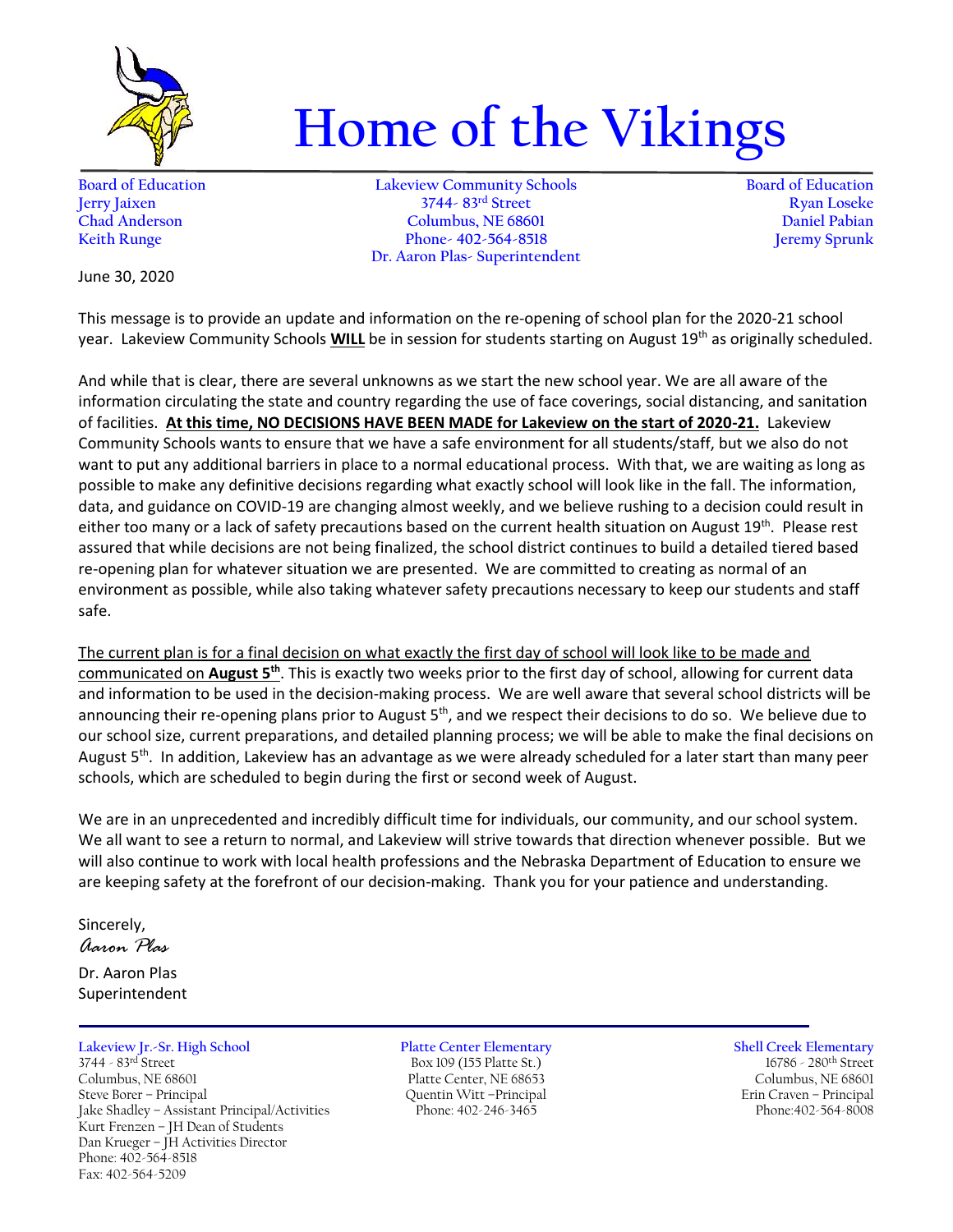# Home of the Vikings

Board of Education
Jerry Jaixen
Chad Anderson
Keith Runge

Lakeview Community Schools
3744- 83rd Street
Columbus, NE 68601
Phone- 402-564-8518
Dr. Aaron Plas- Superintendent

Board of Education
Ryan Loseke
Daniel Pabian
Jeremy Sprunk

June 30, 2020

This message is to provide an update and information on the re-opening of school plan for the 2020-21 school year. Lakeview Community Schools **WILL** be in session for students starting on August 19th as originally scheduled.

And while that is clear, there are several unknowns as we start the new school year. We are all aware of the information circulating the state and country regarding the use of face coverings, social distancing, and sanitation of facilities. **At this time, NO DECISIONS HAVE BEEN MADE for Lakeview on the start of 2020-21.** Lakeview Community Schools wants to ensure that we have a safe environment for all students/staff, but we also do not want to put any additional barriers in place to a normal educational process. With that, we are waiting as long as possible to make any definitive decisions regarding what exactly school will look like in the fall. The information, data, and guidance on COVID-19 are changing almost weekly, and we believe rushing to a decision could result in either too many or a lack of safety precautions based on the current health situation on August 19th. Please rest assured that while decisions are not being finalized, the school district continues to build a detailed tiered based re-opening plan for whatever situation we are presented. We are committed to creating as normal of an environment as possible, while also taking whatever safety precautions necessary to keep our students and staff safe.

The current plan is for a final decision on what exactly the first day of school will look like to be made and communicated on **August 5th**. This is exactly two weeks prior to the first day of school, allowing for current data and information to be used in the decision-making process. We are well aware that several school districts will be announcing their re-opening plans prior to August 5th, and we respect their decisions to do so. We believe due to our school size, current preparations, and detailed planning process; we will be able to make the final decisions on August 5th. In addition, Lakeview has an advantage as we were already scheduled for a later start than many peer schools, which are scheduled to begin during the first or second week of August.

We are in an unprecedented and incredibly difficult time for individuals, our community, and our school system. We all want to see a return to normal, and Lakeview will strive towards that direction whenever possible. But we will also continue to work with local health professions and the Nebraska Department of Education to ensure we are keeping safety at the forefront of our decision-making. Thank you for your patience and understanding.

Sincerely,
*Aaron Plas*

Dr. Aaron Plas
Superintendent

Lakeview Jr.-Sr. High School
3744 - 83rd Street
Columbus, NE 68601
Steve Borer – Principal
Jake Shadley – Assistant Principal/Activities
Kurt Frenzen – JH Dean of Students
Dan Krueger – JH Activities Director
Phone: 402-564-8518
Fax: 402-564-5209

Platte Center Elementary
Box 109 (155 Platte St.)
Platte Center, NE 68653
Quentin Witt –Principal
Phone: 402-246-3465

Shell Creek Elementary
16786 - 280th Street
Columbus, NE 68601
Erin Craven – Principal
Phone:402-564-8008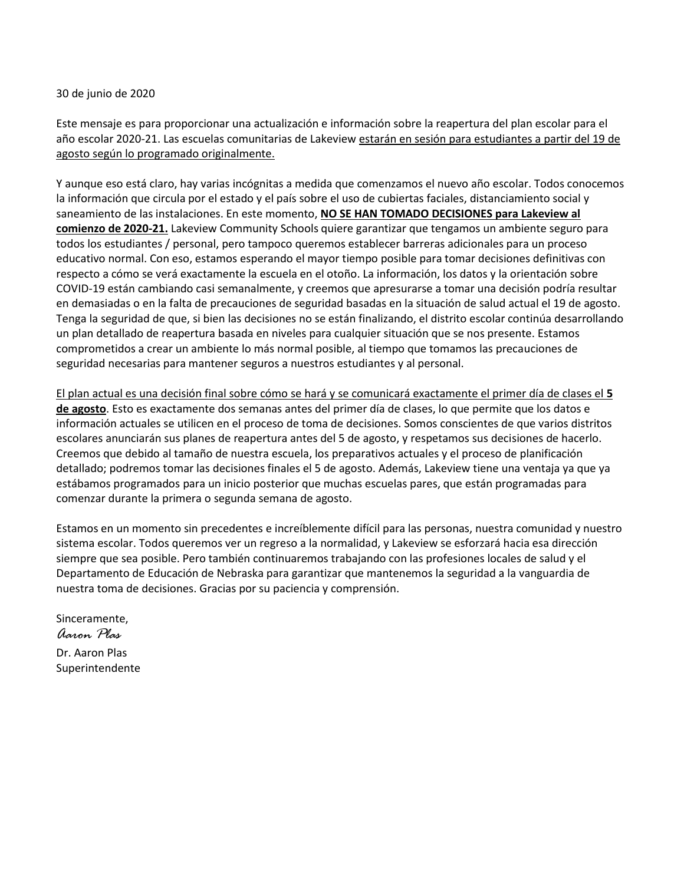30 de junio de 2020

Este mensaje es para proporcionar una actualización e información sobre la reapertura del plan escolar para el año escolar 2020-21. Las escuelas comunitarias de Lakeview estarán en sesión para estudiantes a partir del 19 de agosto según lo programado originalmente.

Y aunque eso está claro, hay varias incógnitas a medida que comenzamos el nuevo año escolar. Todos conocemos la información que circula por el estado y el país sobre el uso de cubiertas faciales, distanciamiento social y saneamiento de las instalaciones. En este momento, **NO SE HAN TOMADO DECISIONES para Lakeview al comienzo de 2020-21.** Lakeview Community Schools quiere garantizar que tengamos un ambiente seguro para todos los estudiantes / personal, pero tampoco queremos establecer barreras adicionales para un proceso educativo normal. Con eso, estamos esperando el mayor tiempo posible para tomar decisiones definitivas con respecto a cómo se verá exactamente la escuela en el otoño. La información, los datos y la orientación sobre COVID-19 están cambiando casi semanalmente, y creemos que apresurarse a tomar una decisión podría resultar en demasiadas o en la falta de precauciones de seguridad basadas en la situación de salud actual el 19 de agosto. Tenga la seguridad de que, si bien las decisiones no se están finalizando, el distrito escolar continúa desarrollando un plan detallado de reapertura basada en niveles para cualquier situación que se nos presente. Estamos comprometidos a crear un ambiente lo más normal posible, al tiempo que tomamos las precauciones de seguridad necesarias para mantener seguros a nuestros estudiantes y al personal.

El plan actual es una decisión final sobre cómo se hará y se comunicará exactamente el primer día de clases el **5 de agosto**. Esto es exactamente dos semanas antes del primer día de clases, lo que permite que los datos e información actuales se utilicen en el proceso de toma de decisiones. Somos conscientes de que varios distritos escolares anunciarán sus planes de reapertura antes del 5 de agosto, y respetamos sus decisiones de hacerlo. Creemos que debido al tamaño de nuestra escuela, los preparativos actuales y el proceso de planificación detallado; podremos tomar las decisiones finales el 5 de agosto. Además, Lakeview tiene una ventaja ya que ya estábamos programados para un inicio posterior que muchas escuelas pares, que están programadas para comenzar durante la primera o segunda semana de agosto.

Estamos en un momento sin precedentes e increíblemente difícil para las personas, nuestra comunidad y nuestro sistema escolar. Todos queremos ver un regreso a la normalidad, y Lakeview se esforzará hacia esa dirección siempre que sea posible. Pero también continuaremos trabajando con las profesiones locales de salud y el Departamento de Educación de Nebraska para garantizar que mantenemos la seguridad a la vanguardia de nuestra toma de decisiones. Gracias por su paciencia y comprensión.

Sinceramente,

*Aaron Plas*

Dr. Aaron Plas
Superintendente